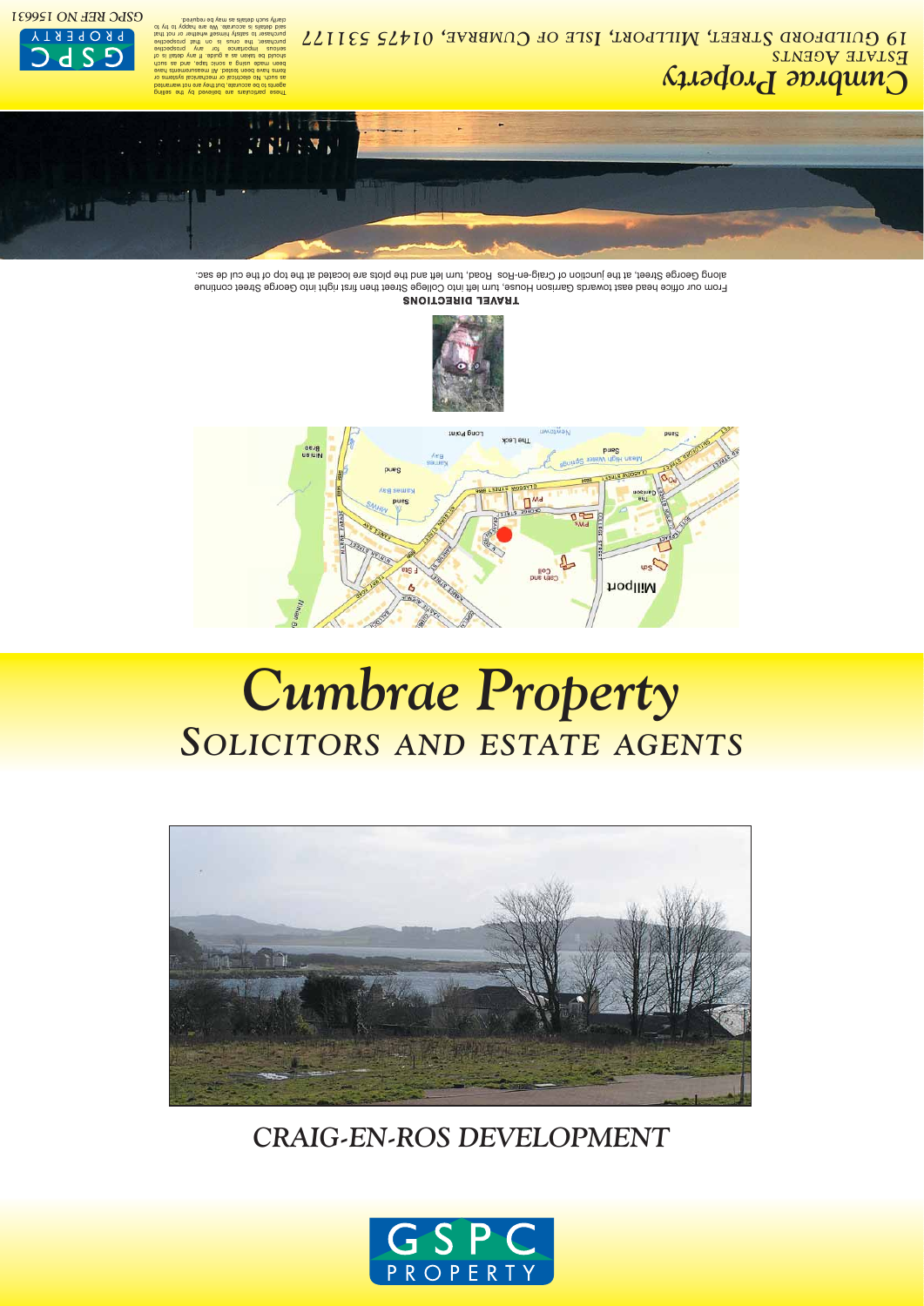# Cumbrae Property

ESTATE AGENTS

19 GUILDFORD STREET, MILLPORT, ISLE OF CUMBRAE, 01475 531177

These particulars are believed by the selling agents to be accurate, but they are not warranted as such. No electrical or mechanical systems or items have been tested. All measurements have been made using a sonic tape, and as such should be taken as a guide. If any detail is of serious importance for any prospective purchaser, the onus is on that prospective purchaser to satisfy himself whether or not that said details is accurate. We are happy to try to clarify such details as may be required.

GSPC REF NO 156631

**TRAVEL DIRECTIONS**

From our office head east towards Garrison House, turn left into College Street then first right into George Street continue along George Street, at the junction of Craig-en-Ros Road, turn left and the plots are located at the top of the cul de sac.

# *Cumbrae Property*

## *SOLICITORS AND ESTATE AGENTS*

## *CRAIG-EN-ROS DEVELOPMENT*

GSPC PROPERTY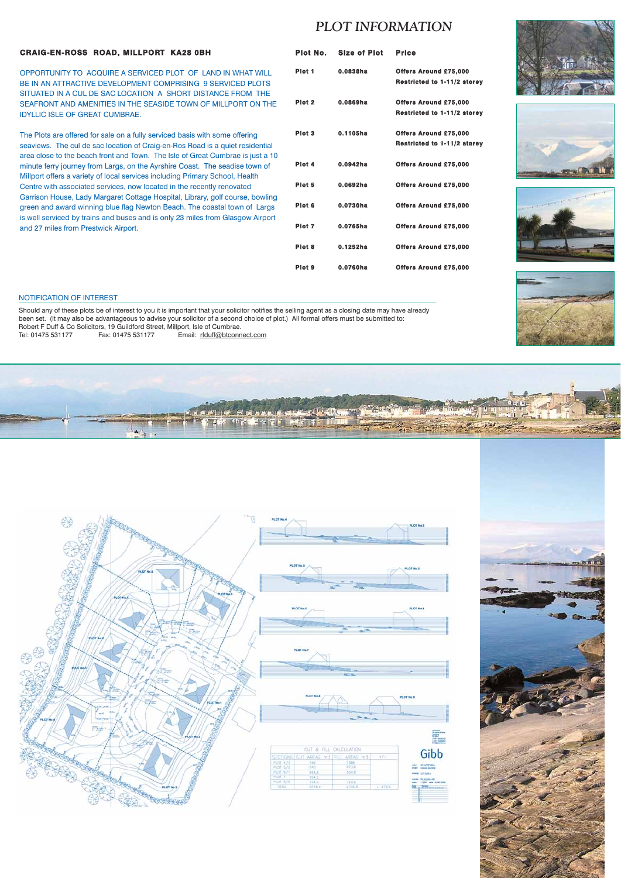# PLOT INFORMATION

### CRAIG-EN-ROSS ROAD, MILLPORT KA28 0BH

OPPORTUNITY TO ACQUIRE A SERVICED PLOT OF LAND IN WHAT WILL BE IN AN ATTRACTIVE DEVELOPMENT COMPRISING 9 SERVICED PLOTS SITUATED IN A CUL DE SAC LOCATION A SHORT DISTANCE FROM THE SEAFRONT AND AMENITIES IN THE SEASIDE TOWN OF MILLPORT ON THE IDYLLIC ISLE OF GREAT CUMBRAE.

The Plots are offered for sale on a fully serviced basis with some offering seaviews. The cul de sac location of Craig-en-Ros Road is a quiet residential area close to the beach front and Town. The Isle of Great Cumbrae is just a 10 minute ferry journey from Largs, on the Ayrshire Coast. The seadise town of Millport offers a variety of local services including Primary School, Health Centre with associated services, now located in the recently renovated Garrison House, Lady Margaret Cottage Hospital, Library, golf course, bowling green and award winning blue flag Newton Beach. The coastal town of Largs is well serviced by trains and buses and is only 23 miles from Glasgow Airport and 27 miles from Prestwick Airport.

| Plot No. | Size of Plot | Price |
|---|---|---|
| Plot 1 | 0.0838ha | Offers Around £75,000 Restricted to 1-11/2 storey |
| Plot 2 | 0.0869ha | Offers Around £75,000 Restricted to 1-11/2 storey |
| Plot 3 | 0.1105ha | Offers Around £75,000 Restricted to 1-11/2 storey |
| Plot 4 | 0.0942ha | Offers Around £75,000 |
| Plot 5 | 0.0692ha | Offers Around £75,000 |
| Plot 6 | 0.0730ha | Offers Around £75,000 |
| Plot 7 | 0.0765ha | Offers Around £75,000 |
| Plot 8 | 0.1252ha | Offers Around £75,000 |
| Plot 9 | 0.0760ha | Offers Around £75,000 |

## NOTIFICATION OF INTEREST

Should any of these plots be of interest to you it is important that your solicitor notifies the selling agent as a closing date may have already been set. (It may also be advantageous to advise your solicitor of a second choice of plot.) All formal offers must be submitted to:
Robert F Duff & Co Solicitors, 19 Guildford Street, Millport, Isle of Cumbrae.
Tel: 01475 531177 Fax: 01475 531177 Email: rfduff@btconnect.com